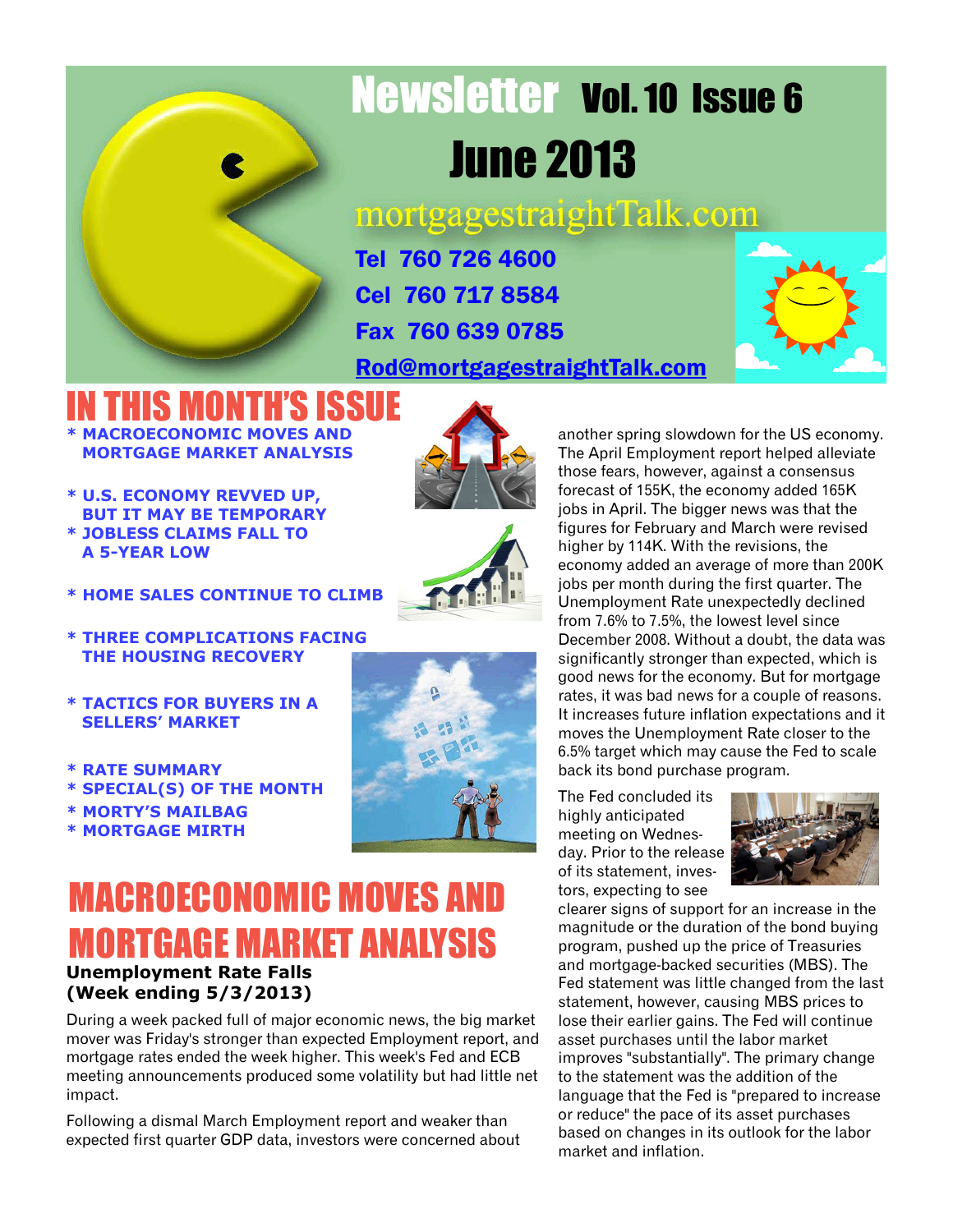# Newsletter Vol. 10 Issue 6

## June 2013

mortgagestraightTalk.com

**Tel 760 726 4600**

**Cel 760 717 8584**

**Fax 760 639 0785**

**Rod@mortgagestraightTalk.com**

# IN THIS MONTH'S ISSUE

- * MACROECONOMIC MOVES AND MORTGAGE MARKET ANALYSIS
- * U.S. ECONOMY REVVED UP, BUT IT MAY BE TEMPORARY
- * JOBLESS CLAIMS FALL TO A 5-YEAR LOW
- * HOME SALES CONTINUE TO CLIMB
- * THREE COMPLICATIONS FACING THE HOUSING RECOVERY
- * TACTICS FOR BUYERS IN A SELLERS' MARKET
- * RATE SUMMARY
- * SPECIAL(S) OF THE MONTH
- * MORTY'S MAILBAG
- * MORTGAGE MIRTH

# MACROECONOMIC MOVES AND MORTGAGE MARKET ANALYSIS

**Unemployment Rate Falls (Week ending 5/3/2013)**

During a week packed full of major economic news, the big market mover was Friday's stronger than expected Employment report, and mortgage rates ended the week higher. This week's Fed and ECB meeting announcements produced some volatility but had little net impact.

Following a dismal March Employment report and weaker than expected first quarter GDP data, investors were concerned about another spring slowdown for the US economy. The April Employment report helped alleviate those fears, however, against a consensus forecast of 155K, the economy added 165K jobs in April. The bigger news was that the figures for February and March were revised higher by 114K. With the revisions, the economy added an average of more than 200K jobs per month during the first quarter. The Unemployment Rate unexpectedly declined from 7.6% to 7.5%, the lowest level since December 2008. Without a doubt, the data was significantly stronger than expected, which is good news for the economy. But for mortgage rates, it was bad news for a couple of reasons. It increases future inflation expectations and it moves the Unemployment Rate closer to the 6.5% target which may cause the Fed to scale back its bond purchase program.

The Fed concluded its highly anticipated meeting on Wednesday. Prior to the release of its statement, investors, expecting to see clearer signs of support for an increase in the magnitude or the duration of the bond buying program, pushed up the price of Treasuries and mortgage-backed securities (MBS). The Fed statement was little changed from the last statement, however, causing MBS prices to lose their earlier gains. The Fed will continue asset purchases until the labor market improves "substantially". The primary change to the statement was the addition of the language that the Fed is "prepared to increase or reduce" the pace of its asset purchases based on changes in its outlook for the labor market and inflation.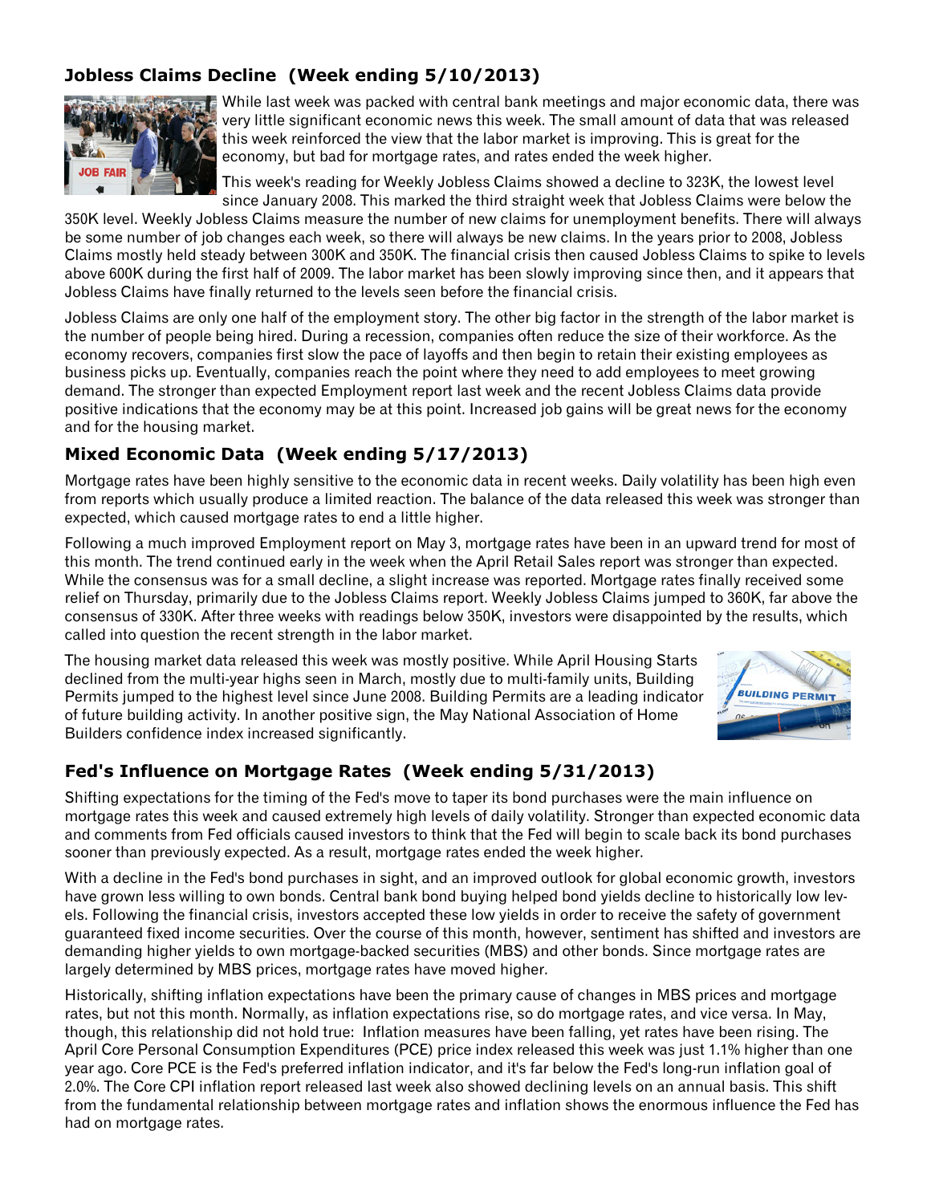## Jobless Claims Decline (Week ending 5/10/2013)

While last week was packed with central bank meetings and major economic data, there was very little significant economic news this week. The small amount of data that was released this week reinforced the view that the labor market is improving. This is great for the economy, but bad for mortgage rates, and rates ended the week higher.

This week's reading for Weekly Jobless Claims showed a decline to 323K, the lowest level since January 2008. This marked the third straight week that Jobless Claims were below the 350K level. Weekly Jobless Claims measure the number of new claims for unemployment benefits. There will always be some number of job changes each week, so there will always be new claims. In the years prior to 2008, Jobless Claims mostly held steady between 300K and 350K. The financial crisis then caused Jobless Claims to spike to levels above 600K during the first half of 2009. The labor market has been slowly improving since then, and it appears that Jobless Claims have finally returned to the levels seen before the financial crisis.

Jobless Claims are only one half of the employment story. The other big factor in the strength of the labor market is the number of people being hired. During a recession, companies often reduce the size of their workforce. As the economy recovers, companies first slow the pace of layoffs and then begin to retain their existing employees as business picks up. Eventually, companies reach the point where they need to add employees to meet growing demand. The stronger than expected Employment report last week and the recent Jobless Claims data provide positive indications that the economy may be at this point. Increased job gains will be great news for the economy and for the housing market.

## Mixed Economic Data (Week ending 5/17/2013)

Mortgage rates have been highly sensitive to the economic data in recent weeks. Daily volatility has been high even from reports which usually produce a limited reaction. The balance of the data released this week was stronger than expected, which caused mortgage rates to end a little higher.

Following a much improved Employment report on May 3, mortgage rates have been in an upward trend for most of this month. The trend continued early in the week when the April Retail Sales report was stronger than expected. While the consensus was for a small decline, a slight increase was reported. Mortgage rates finally received some relief on Thursday, primarily due to the Jobless Claims report. Weekly Jobless Claims jumped to 360K, far above the consensus of 330K. After three weeks with readings below 350K, investors were disappointed by the results, which called into question the recent strength in the labor market.

The housing market data released this week was mostly positive. While April Housing Starts declined from the multi-year highs seen in March, mostly due to multi-family units, Building Permits jumped to the highest level since June 2008. Building Permits are a leading indicator of future building activity. In another positive sign, the May National Association of Home Builders confidence index increased significantly.

## Fed's Influence on Mortgage Rates (Week ending 5/31/2013)

Shifting expectations for the timing of the Fed's move to taper its bond purchases were the main influence on mortgage rates this week and caused extremely high levels of daily volatility. Stronger than expected economic data and comments from Fed officials caused investors to think that the Fed will begin to scale back its bond purchases sooner than previously expected. As a result, mortgage rates ended the week higher.

With a decline in the Fed's bond purchases in sight, and an improved outlook for global economic growth, investors have grown less willing to own bonds. Central bank bond buying helped bond yields decline to historically low levels. Following the financial crisis, investors accepted these low yields in order to receive the safety of government guaranteed fixed income securities. Over the course of this month, however, sentiment has shifted and investors are demanding higher yields to own mortgage-backed securities (MBS) and other bonds. Since mortgage rates are largely determined by MBS prices, mortgage rates have moved higher.

Historically, shifting inflation expectations have been the primary cause of changes in MBS prices and mortgage rates, but not this month. Normally, as inflation expectations rise, so do mortgage rates, and vice versa. In May, though, this relationship did not hold true: Inflation measures have been falling, yet rates have been rising. The April Core Personal Consumption Expenditures (PCE) price index released this week was just 1.1% higher than one year ago. Core PCE is the Fed's preferred inflation indicator, and it's far below the Fed's long-run inflation goal of 2.0%. The Core CPI inflation report released last week also showed declining levels on an annual basis. This shift from the fundamental relationship between mortgage rates and inflation shows the enormous influence the Fed has had on mortgage rates.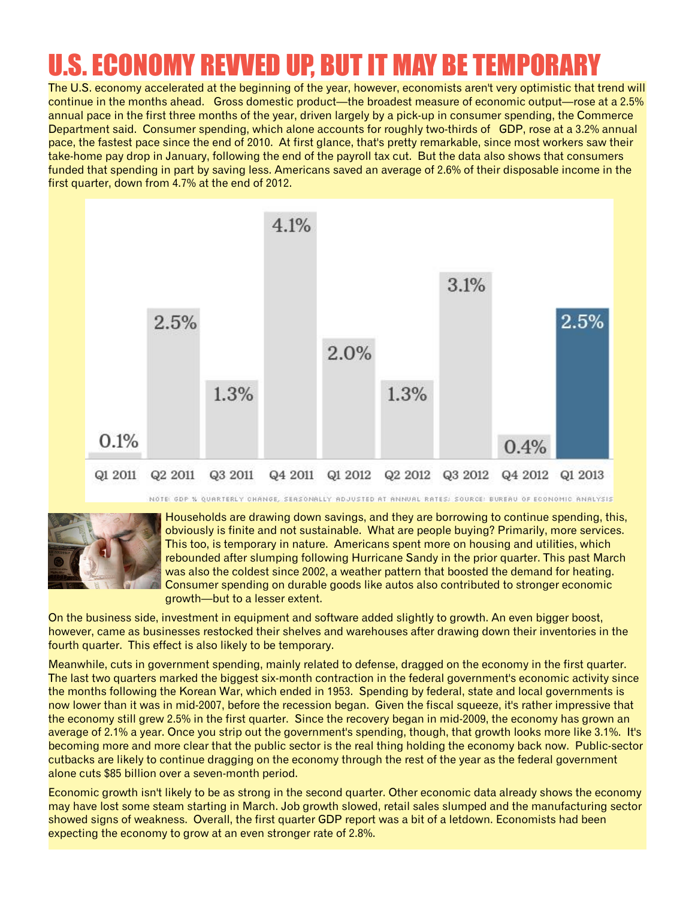# U.S. ECONOMY REVVED UP, BUT IT MAY BE TEMPORARY

The U.S. economy accelerated at the beginning of the year, however, economists aren't very optimistic that trend will continue in the months ahead. Gross domestic product—the broadest measure of economic output—rose at a 2.5% annual pace in the first three months of the year, driven largely by a pick-up in consumer spending, the Commerce Department said. Consumer spending, which alone accounts for roughly two-thirds of GDP, rose at a 3.2% annual pace, the fastest pace since the end of 2010. At first glance, that's pretty remarkable, since most workers saw their take-home pay drop in January, following the end of the payroll tax cut. But the data also shows that consumers funded that spending in part by saving less. Americans saved an average of 2.6% of their disposable income in the first quarter, down from 4.7% at the end of 2012.

| Quarter | GDP % change |
|---|---|
| Q1 2011 | 0.1% |
| Q2 2011 | 2.5% |
| Q3 2011 | 1.3% |
| Q4 2011 | 4.1% |
| Q1 2012 | 2.0% |
| Q2 2012 | 1.3% |
| Q3 2012 | 3.1% |
| Q4 2012 | 0.4% |
| Q1 2013 | 2.5% |

NOTE: GDP % QUARTERLY CHANGE, SEASONALLY ADJUSTED AT ANNUAL RATES; SOURCE: BUREAU OF ECONOMIC ANALYSIS

Households are drawing down savings, and they are borrowing to continue spending, this, obviously is finite and not sustainable. What are people buying? Primarily, more services. This too, is temporary in nature. Americans spent more on housing and utilities, which rebounded after slumping following Hurricane Sandy in the prior quarter. This past March was also the coldest since 2002, a weather pattern that boosted the demand for heating. Consumer spending on durable goods like autos also contributed to stronger economic growth—but to a lesser extent.

On the business side, investment in equipment and software added slightly to growth. An even bigger boost, however, came as businesses restocked their shelves and warehouses after drawing down their inventories in the fourth quarter. This effect is also likely to be temporary.

Meanwhile, cuts in government spending, mainly related to defense, dragged on the economy in the first quarter. The last two quarters marked the biggest six-month contraction in the federal government's economic activity since the months following the Korean War, which ended in 1953. Spending by federal, state and local governments is now lower than it was in mid-2007, before the recession began. Given the fiscal squeeze, it's rather impressive that the economy still grew 2.5% in the first quarter. Since the recovery began in mid-2009, the economy has grown an average of 2.1% a year. Once you strip out the government's spending, though, that growth looks more like 3.1%. It's becoming more and more clear that the public sector is the real thing holding the economy back now. Public-sector cutbacks are likely to continue dragging on the economy through the rest of the year as the federal government alone cuts $85 billion over a seven-month period.

Economic growth isn't likely to be as strong in the second quarter. Other economic data already shows the economy may have lost some steam starting in March. Job growth slowed, retail sales slumped and the manufacturing sector showed signs of weakness. Overall, the first quarter GDP report was a bit of a letdown. Economists had been expecting the economy to grow at an even stronger rate of 2.8%.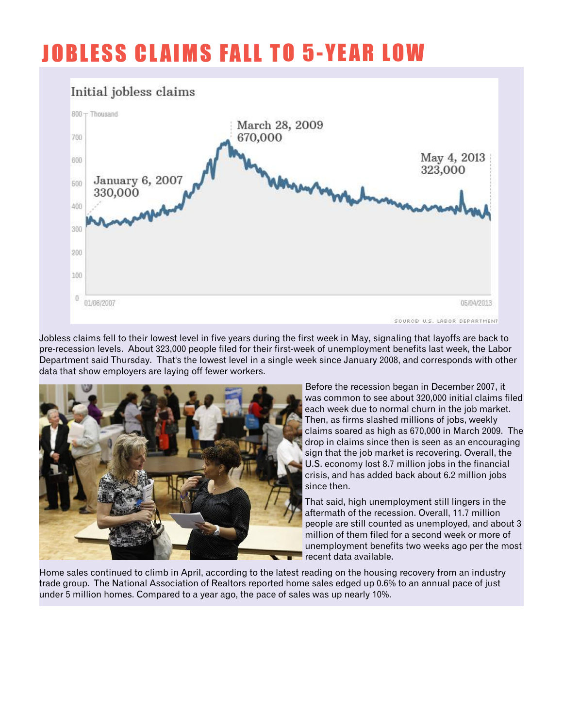# JOBLESS CLAIMS FALL TO 5-YEAR LOW

Jobless claims fell to their lowest level in five years during the first week in May, signaling that layoffs are back to pre-recession levels. About 323,000 people filed for their first-week of unemployment benefits last week, the Labor Department said Thursday. That's the lowest level in a single week since January 2008, and corresponds with other data that show employers are laying off fewer workers.

Before the recession began in December 2007, it was common to see about 320,000 initial claims filed each week due to normal churn in the job market. Then, as firms slashed millions of jobs, weekly claims soared as high as 670,000 in March 2009. The drop in claims since then is seen as an encouraging sign that the job market is recovering. Overall, the U.S. economy lost 8.7 million jobs in the financial crisis, and has added back about 6.2 million jobs since then.

That said, high unemployment still lingers in the aftermath of the recession. Overall, 11.7 million people are still counted as unemployed, and about 3 million of them filed for a second week or more of unemployment benefits two weeks ago per the most recent data available.

Home sales continued to climb in April, according to the latest reading on the housing recovery from an industry trade group. The National Association of Realtors reported home sales edged up 0.6% to an annual pace of just under 5 million homes. Compared to a year ago, the pace of sales was up nearly 10%.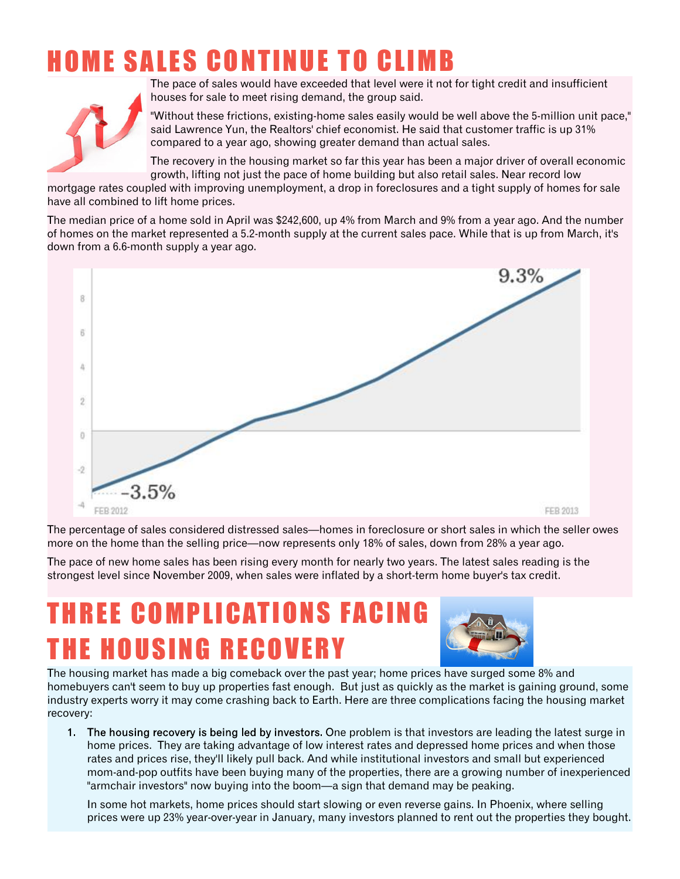# HOME SALES CONTINUE TO CLIMB

The pace of sales would have exceeded that level were it not for tight credit and insufficient houses for sale to meet rising demand, the group said.

"Without these frictions, existing-home sales easily would be well above the 5-million unit pace," said Lawrence Yun, the Realtors' chief economist. He said that customer traffic is up 31% compared to a year ago, showing greater demand than actual sales.

The recovery in the housing market so far this year has been a major driver of overall economic growth, lifting not just the pace of home building but also retail sales. Near record low mortgage rates coupled with improving unemployment, a drop in foreclosures and a tight supply of homes for sale have all combined to lift home prices.

The median price of a home sold in April was $242,600, up 4% from March and 9% from a year ago. And the number of homes on the market represented a 5.2-month supply at the current sales pace. While that is up from March, it's down from a 6.6-month supply a year ago.

The percentage of sales considered distressed sales—homes in foreclosure or short sales in which the seller owes more on the home than the selling price—now represents only 18% of sales, down from 28% a year ago.

The pace of new home sales has been rising every month for nearly two years. The latest sales reading is the strongest level since November 2009, when sales were inflated by a short-term home buyer's tax credit.

# THREE COMPLICATIONS FACING THE HOUSING RECOVERY

The housing market has made a big comeback over the past year; home prices have surged some 8% and homebuyers can't seem to buy up properties fast enough. But just as quickly as the market is gaining ground, some industry experts worry it may come crashing back to Earth. Here are three complications facing the housing market recovery:

1. **The housing recovery is being led by investors.** One problem is that investors are leading the latest surge in home prices. They are taking advantage of low interest rates and depressed home prices and when those rates and prices rise, they'll likely pull back. And while institutional investors and small but experienced mom-and-pop outfits have been buying many of the properties, there are a growing number of inexperienced "armchair investors" now buying into the boom—a sign that demand may be peaking.

   In some hot markets, home prices should start slowing or even reverse gains. In Phoenix, where selling prices were up 23% year-over-year in January, many investors planned to rent out the properties they bought.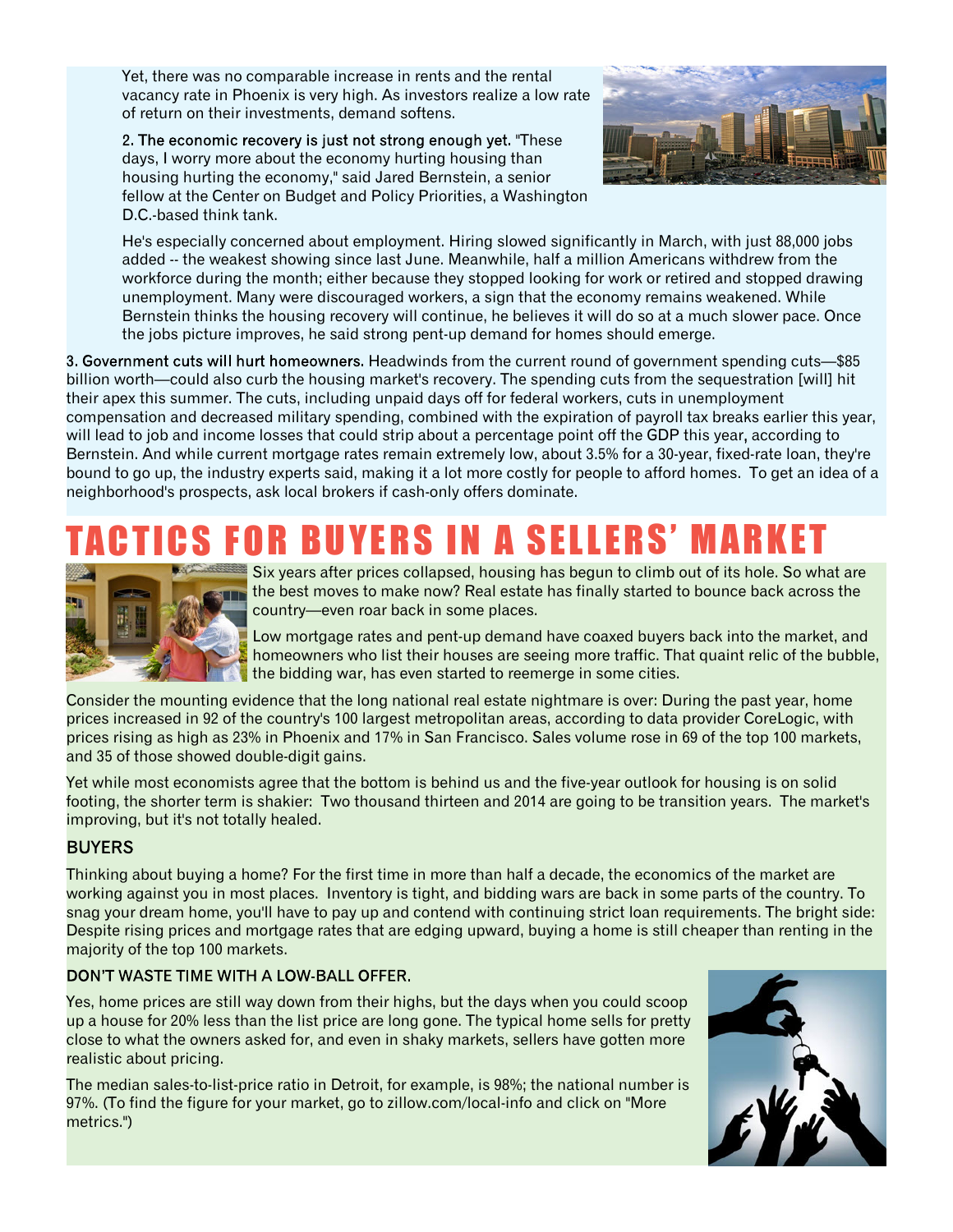Yet, there was no comparable increase in rents and the rental vacancy rate in Phoenix is very high. As investors realize a low rate of return on their investments, demand softens.

**2. The economic recovery is just not strong enough yet.** "These days, I worry more about the economy hurting housing than housing hurting the economy," said Jared Bernstein, a senior fellow at the Center on Budget and Policy Priorities, a Washington D.C.-based think tank.

He's especially concerned about employment. Hiring slowed significantly in March, with just 88,000 jobs added -- the weakest showing since last June. Meanwhile, half a million Americans withdrew from the workforce during the month; either because they stopped looking for work or retired and stopped drawing unemployment. Many were discouraged workers, a sign that the economy remains weakened. While Bernstein thinks the housing recovery will continue, he believes it will do so at a much slower pace. Once the jobs picture improves, he said strong pent-up demand for homes should emerge.

**3. Government cuts will hurt homeowners.** Headwinds from the current round of government spending cuts—$85 billion worth—could also curb the housing market's recovery. The spending cuts from the sequestration [will] hit their apex this summer. The cuts, including unpaid days off for federal workers, cuts in unemployment compensation and decreased military spending, combined with the expiration of payroll tax breaks earlier this year, will lead to job and income losses that could strip about a percentage point off the GDP this year, according to Bernstein. And while current mortgage rates remain extremely low, about 3.5% for a 30-year, fixed-rate loan, they're bound to go up, the industry experts said, making it a lot more costly for people to afford homes. To get an idea of a neighborhood's prospects, ask local brokers if cash-only offers dominate.

# TACTICS FOR BUYERS IN A SELLERS' MARKET

Six years after prices collapsed, housing has begun to climb out of its hole. So what are the best moves to make now? Real estate has finally started to bounce back across the country—even roar back in some places.

Low mortgage rates and pent-up demand have coaxed buyers back into the market, and homeowners who list their houses are seeing more traffic. That quaint relic of the bubble, the bidding war, has even started to reemerge in some cities.

Consider the mounting evidence that the long national real estate nightmare is over: During the past year, home prices increased in 92 of the country's 100 largest metropolitan areas, according to data provider CoreLogic, with prices rising as high as 23% in Phoenix and 17% in San Francisco. Sales volume rose in 69 of the top 100 markets, and 35 of those showed double-digit gains.

Yet while most economists agree that the bottom is behind us and the five-year outlook for housing is on solid footing, the shorter term is shakier: Two thousand thirteen and 2014 are going to be transition years. The market's improving, but it's not totally healed.

## BUYERS

Thinking about buying a home? For the first time in more than half a decade, the economics of the market are working against you in most places. Inventory is tight, and bidding wars are back in some parts of the country. To snag your dream home, you'll have to pay up and contend with continuing strict loan requirements. The bright side: Despite rising prices and mortgage rates that are edging upward, buying a home is still cheaper than renting in the majority of the top 100 markets.

### DON'T WASTE TIME WITH A LOW-BALL OFFER.

Yes, home prices are still way down from their highs, but the days when you could scoop up a house for 20% less than the list price are long gone. The typical home sells for pretty close to what the owners asked for, and even in shaky markets, sellers have gotten more realistic about pricing.

The median sales-to-list-price ratio in Detroit, for example, is 98%; the national number is 97%. (To find the figure for your market, go to zillow.com/local-info and click on "More metrics.")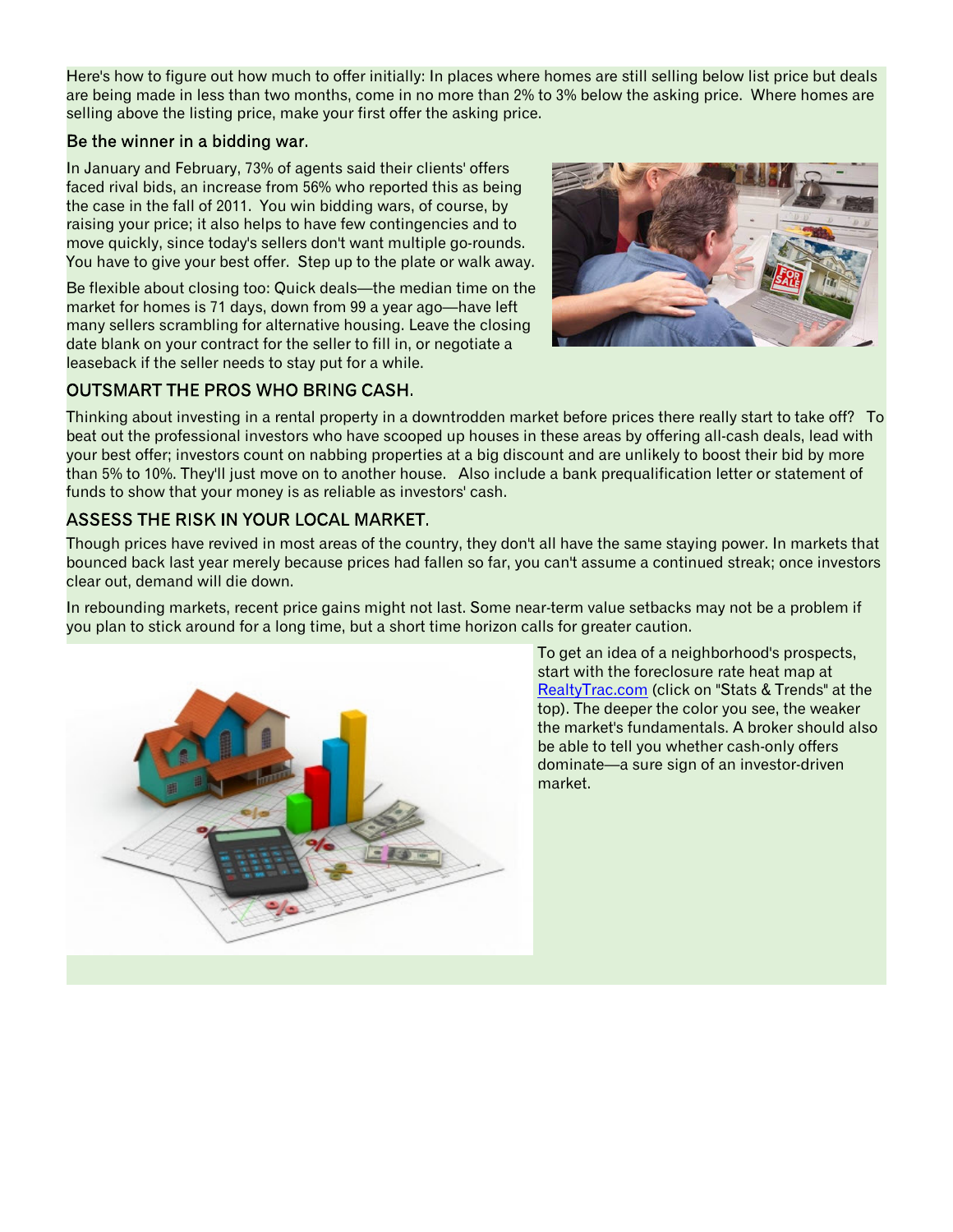Here's how to figure out how much to offer initially: In places where homes are still selling below list price but deals are being made in less than two months, come in no more than 2% to 3% below the asking price. Where homes are selling above the listing price, make your first offer the asking price.

### Be the winner in a bidding war.

In January and February, 73% of agents said their clients' offers faced rival bids, an increase from 56% who reported this as being the case in the fall of 2011. You win bidding wars, of course, by raising your price; it also helps to have few contingencies and to move quickly, since today's sellers don't want multiple go-rounds. You have to give your best offer. Step up to the plate or walk away.

Be flexible about closing too: Quick deals—the median time on the market for homes is 71 days, down from 99 a year ago—have left many sellers scrambling for alternative housing. Leave the closing date blank on your contract for the seller to fill in, or negotiate a leaseback if the seller needs to stay put for a while.

### OUTSMART THE PROS WHO BRING CASH.

Thinking about investing in a rental property in a downtrodden market before prices there really start to take off? To beat out the professional investors who have scooped up houses in these areas by offering all-cash deals, lead with your best offer; investors count on nabbing properties at a big discount and are unlikely to boost their bid by more than 5% to 10%. They'll just move on to another house. Also include a bank prequalification letter or statement of funds to show that your money is as reliable as investors' cash.

### ASSESS THE RISK IN YOUR LOCAL MARKET.

Though prices have revived in most areas of the country, they don't all have the same staying power. In markets that bounced back last year merely because prices had fallen so far, you can't assume a continued streak; once investors clear out, demand will die down.

In rebounding markets, recent price gains might not last. Some near-term value setbacks may not be a problem if you plan to stick around for a long time, but a short time horizon calls for greater caution.

To get an idea of a neighborhood's prospects, start with the foreclosure rate heat map at RealtyTrac.com (click on "Stats & Trends" at the top). The deeper the color you see, the weaker the market's fundamentals. A broker should also be able to tell you whether cash-only offers dominate—a sure sign of an investor-driven market.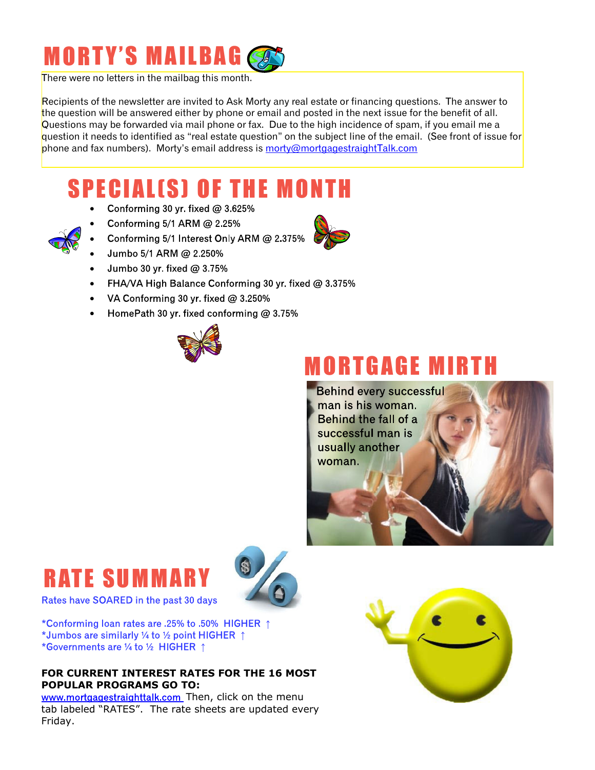# MORTY'S MAILBAG

There were no letters in the mailbag this month.

Recipients of the newsletter are invited to Ask Morty any real estate or financing questions. The answer to the question will be answered either by phone or email and posted in the next issue for the benefit of all. Questions may be forwarded via mail phone or fax. Due to the high incidence of spam, if you email me a question it needs to identified as "real estate question" on the subject line of the email. (See front of issue for phone and fax numbers). Morty's email address is morty@mortgagestraightTalk.com

# SPECIAL(S) OF THE MONTH

- Conforming 30 yr. fixed @ 3.625%
- Conforming 5/1 ARM @ 2.25%
- Conforming 5/1 Interest Only ARM @ 2.375%
- Jumbo 5/1 ARM @ 2.250%
- Jumbo 30 yr. fixed @ 3.75%
- FHA/VA High Balance Conforming 30 yr. fixed @ 3.375%
- VA Conforming 30 yr. fixed @ 3.250%
- HomePath 30 yr. fixed conforming @ 3.75%

# MORTGAGE MIRTH

Behind every successful man is his woman. Behind the fall of a successful man is usually another woman.

# RATE SUMMARY

Rates have SOARED in the past 30 days

*Conforming loan rates are .25% to .50% HIGHER ↑
*Jumbos are similarly ¼ to ½ point HIGHER ↑
*Governments are ¼ to ½ HIGHER ↑

**FOR CURRENT INTEREST RATES FOR THE 16 MOST POPULAR PROGRAMS GO TO:**
www.mortgagestraighttalk.com Then, click on the menu tab labeled "RATES". The rate sheets are updated every Friday.